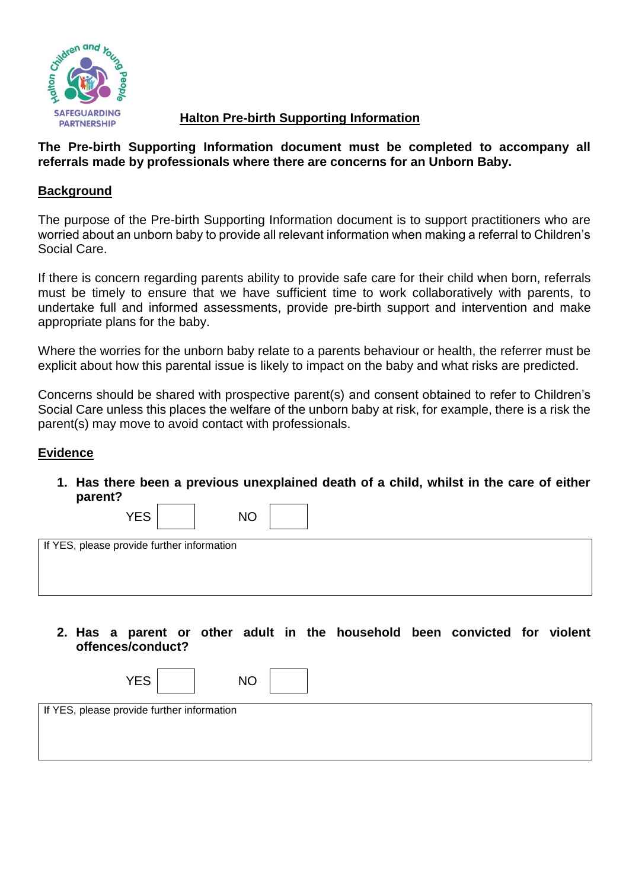# Halton Pre-birth Supporting Information

**The Pre-birth Supporting Information document must be completed to accompany all referrals made by professionals where there are concerns for an Unborn Baby.**

## Background

The purpose of the Pre-birth Supporting Information document is to support practitioners who are worried about an unborn baby to provide all relevant information when making a referral to Children's Social Care.

If there is concern regarding parents ability to provide safe care for their child when born, referrals must be timely to ensure that we have sufficient time to work collaboratively with parents, to undertake full and informed assessments, provide pre-birth support and intervention and make appropriate plans for the baby.

Where the worries for the unborn baby relate to a parents behaviour or health, the referrer must be explicit about how this parental issue is likely to impact on the baby and what risks are predicted.

Concerns should be shared with prospective parent(s) and consent obtained to refer to Children's Social Care unless this places the welfare of the unborn baby at risk, for example, there is a risk the parent(s) may move to avoid contact with professionals.

## Evidence

1. **Has there been a previous unexplained death of a child, whilst in the care of either parent?**

   YES ☐ NO ☐

| If YES, please provide further information |
|---|
| |

2. **Has a parent or other adult in the household been convicted for violent offences/conduct?**

   YES ☐ NO ☐

| If YES, please provide further information |
|---|
| |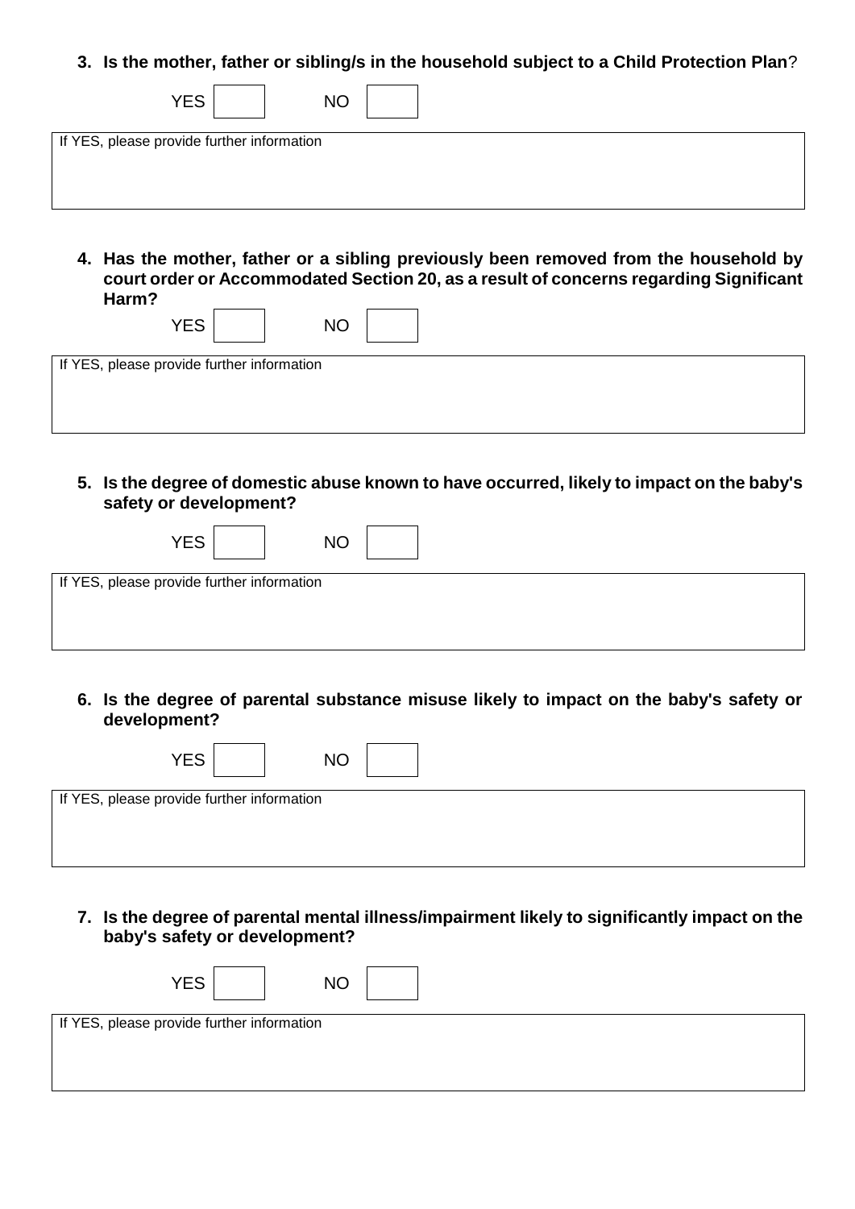3. **Is the mother, father or sibling/s in the household subject to a Child Protection Plan**?

YES ☐ NO ☐

| If YES, please provide further information |
|---|
| |

4. **Has the mother, father or a sibling previously been removed from the household by court order or Accommodated Section 20, as a result of concerns regarding Significant Harm?**

YES ☐ NO ☐

| If YES, please provide further information |
|---|
| |

5. **Is the degree of domestic abuse known to have occurred, likely to impact on the baby's safety or development?**

YES ☐ NO ☐

| If YES, please provide further information |
|---|
| |

6. **Is the degree of parental substance misuse likely to impact on the baby's safety or development?**

YES ☐ NO ☐

| If YES, please provide further information |
|---|
| |

7. **Is the degree of parental mental illness/impairment likely to significantly impact on the baby's safety or development?**

YES ☐ NO ☐

| If YES, please provide further information |
|---|
| |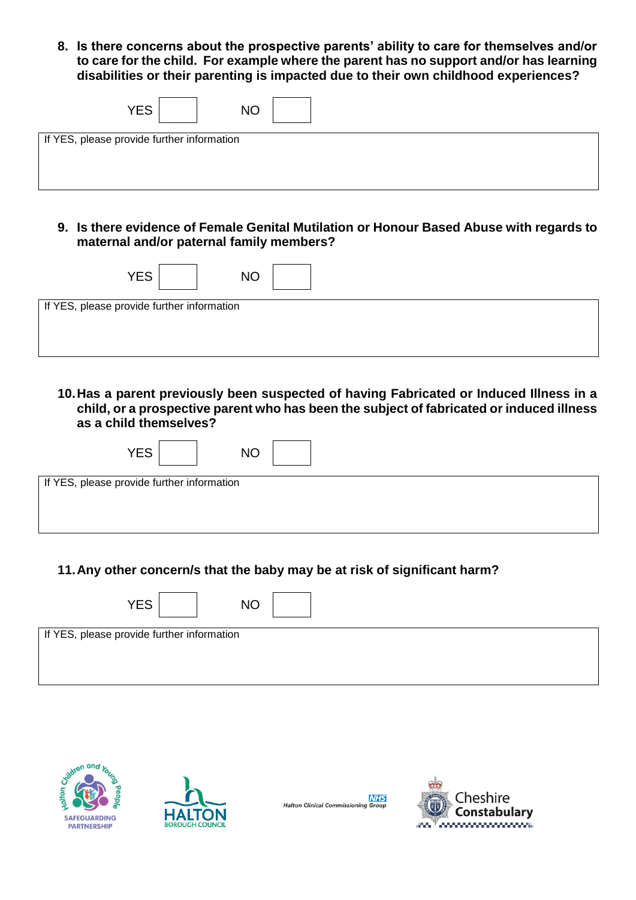**8. Is there concerns about the prospective parents' ability to care for themselves and/or to care for the child. For example where the parent has no support and/or has learning disabilities or their parenting is impacted due to their own childhood experiences?**

YES ☐ NO ☐

| If YES, please provide further information |
| --- |
| |

**9. Is there evidence of Female Genital Mutilation or Honour Based Abuse with regards to maternal and/or paternal family members?**

YES ☐ NO ☐

| If YES, please provide further information |
| --- |
| |

**10. Has a parent previously been suspected of having Fabricated or Induced Illness in a child, or a prospective parent who has been the subject of fabricated or induced illness as a child themselves?**

YES ☐ NO ☐

| If YES, please provide further information |
| --- |
| |

**11. Any other concern/s that the baby may be at risk of significant harm?**

YES ☐ NO ☐

| If YES, please provide further information |
| --- |
| |

Halton Children and Young People SAFEGUARDING PARTNERSHIP

HALTON BOROUGH COUNCIL

NHS Halton Clinical Commissioning Group

Cheshire Constabulary